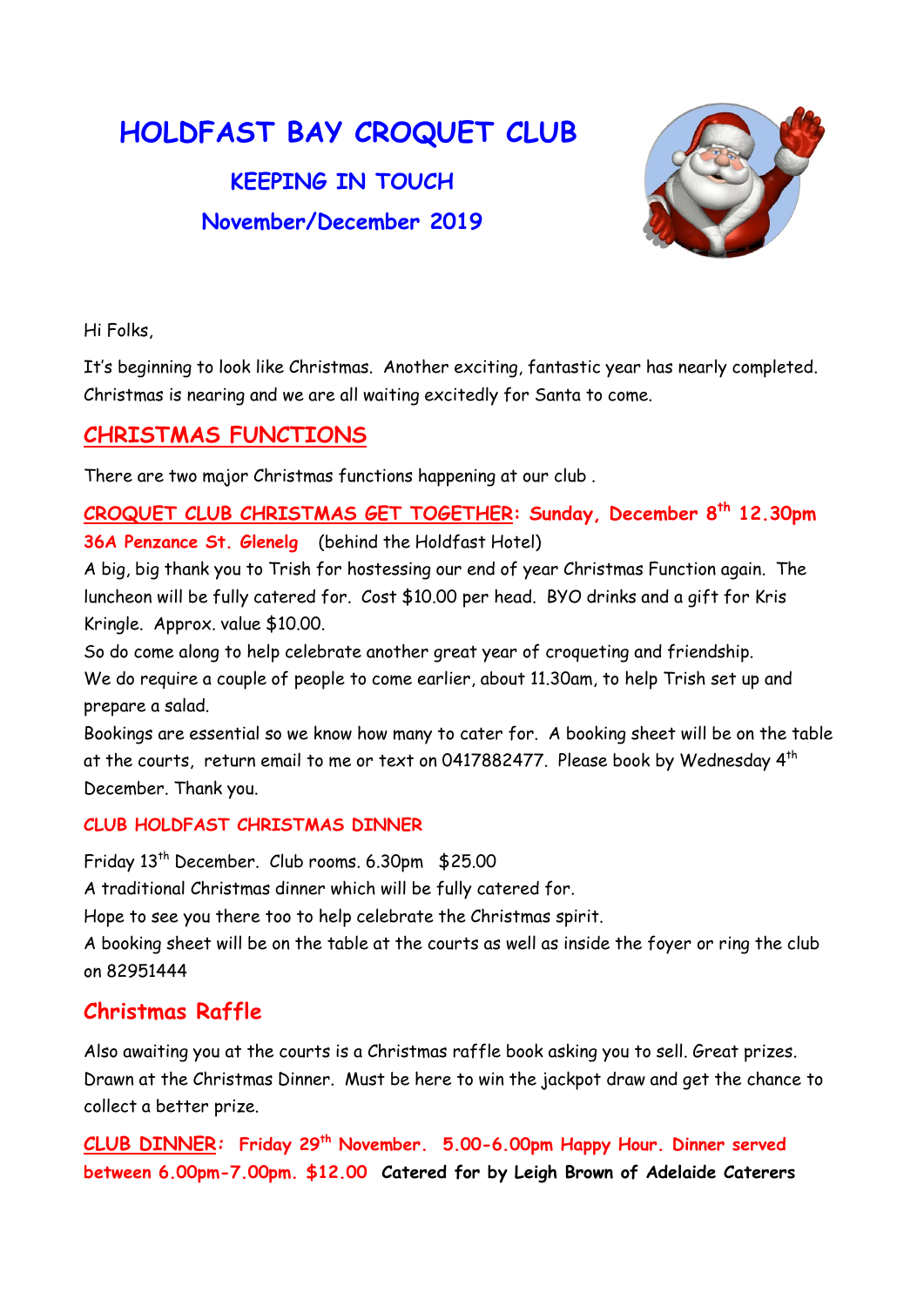# HOLDFAST BAY CROQUET CLUB

## KEEPING IN TOUCH

## November/December 2019

Hi Folks,

It's beginning to look like Christmas. Another exciting, fantastic year has nearly completed. Christmas is nearing and we are all waiting excitedly for Santa to come.

## CHRISTMAS FUNCTIONS

There are two major Christmas functions happening at our club .

**CROQUET CLUB CHRISTMAS GET TOGETHER: Sunday, December 8th 12.30pm**
**36A Penzance St. Glenelg** (behind the Holdfast Hotel)
A big, big thank you to Trish for hostessing our end of year Christmas Function again. The luncheon will be fully catered for. Cost $10.00 per head. BYO drinks and a gift for Kris Kringle. Approx. value $10.00.
So do come along to help celebrate another great year of croqueting and friendship.
We do require a couple of people to come earlier, about 11.30am, to help Trish set up and prepare a salad.
Bookings are essential so we know how many to cater for. A booking sheet will be on the table at the courts, return email to me or text on 0417882477. Please book by Wednesday 4th December. Thank you.

### CLUB HOLDFAST CHRISTMAS DINNER

Friday 13th December. Club rooms. 6.30pm $25.00
A traditional Christmas dinner which will be fully catered for.
Hope to see you there too to help celebrate the Christmas spirit.
A booking sheet will be on the table at the courts as well as inside the foyer or ring the club on 82951444

## Christmas Raffle

Also awaiting you at the courts is a Christmas raffle book asking you to sell. Great prizes. Drawn at the Christmas Dinner. Must be here to win the jackpot draw and get the chance to collect a better prize.

**CLUB DINNER: Friday 29th November. 5.00-6.00pm Happy Hour. Dinner served between 6.00pm-7.00pm. $12.00 Catered for by Leigh Brown of Adelaide Caterers**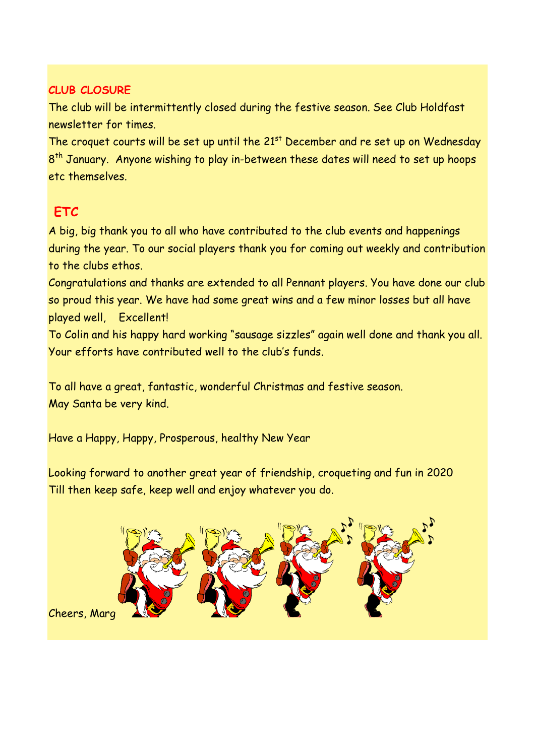## CLUB CLOSURE

The club will be intermittently closed during the festive season. See Club Holdfast newsletter for times.

The croquet courts will be set up until the 21st December and re set up on Wednesday 8th January. Anyone wishing to play in-between these dates will need to set up hoops etc themselves.

## ETC

A big, big thank you to all who have contributed to the club events and happenings during the year. To our social players thank you for coming out weekly and contribution to the clubs ethos.

Congratulations and thanks are extended to all Pennant players. You have done our club so proud this year. We have had some great wins and a few minor losses but all have played well, Excellent!

To Colin and his happy hard working "sausage sizzles" again well done and thank you all. Your efforts have contributed well to the club's funds.

To all have a great, fantastic, wonderful Christmas and festive season.
May Santa be very kind.

Have a Happy, Happy, Prosperous, healthy New Year

Looking forward to another great year of friendship, croqueting and fun in 2020
Till then keep safe, keep well and enjoy whatever you do.

Cheers, Marg